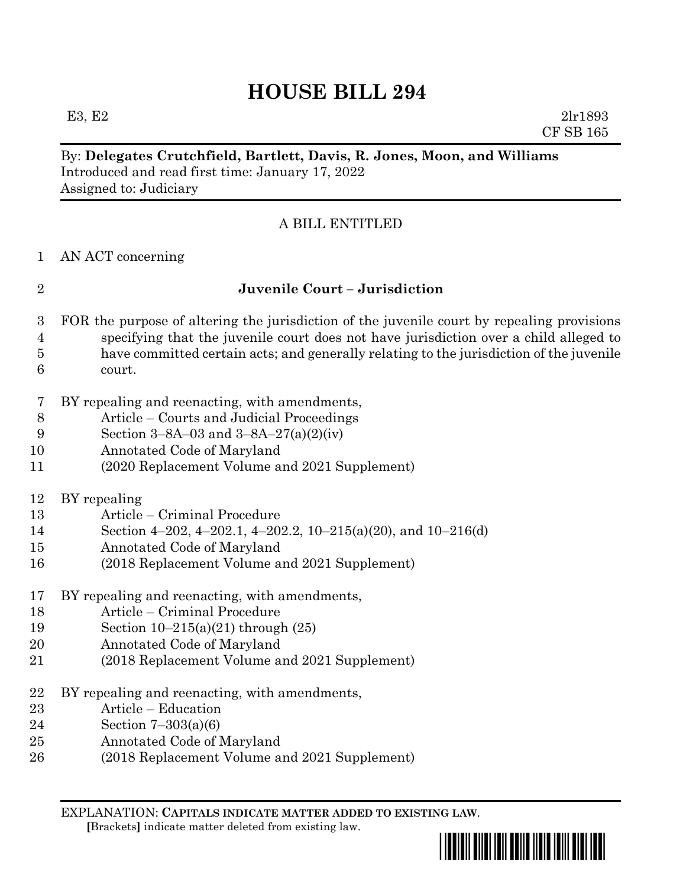# HOUSE BILL 294

E3, E2 2lr1893
CF SB 165

By: **Delegates Crutchfield, Bartlett, Davis, R. Jones, Moon, and Williams**
Introduced and read first time: January 17, 2022
Assigned to: Judiciary

A BILL ENTITLED

1 AN ACT concerning

2 **Juvenile Court – Jurisdiction**

3 FOR the purpose of altering the jurisdiction of the juvenile court by repealing provisions
4 specifying that the juvenile court does not have jurisdiction over a child alleged to
5 have committed certain acts; and generally relating to the jurisdiction of the juvenile
6 court.

7 BY repealing and reenacting, with amendments,
8 Article – Courts and Judicial Proceedings
9 Section 3–8A–03 and 3–8A–27(a)(2)(iv)
10 Annotated Code of Maryland
11 (2020 Replacement Volume and 2021 Supplement)

12 BY repealing
13 Article – Criminal Procedure
14 Section 4–202, 4–202.1, 4–202.2, 10–215(a)(20), and 10–216(d)
15 Annotated Code of Maryland
16 (2018 Replacement Volume and 2021 Supplement)

17 BY repealing and reenacting, with amendments,
18 Article – Criminal Procedure
19 Section 10–215(a)(21) through (25)
20 Annotated Code of Maryland
21 (2018 Replacement Volume and 2021 Supplement)

22 BY repealing and reenacting, with amendments,
23 Article – Education
24 Section 7–303(a)(6)
25 Annotated Code of Maryland
26 (2018 Replacement Volume and 2021 Supplement)

EXPLANATION: **CAPITALS INDICATE MATTER ADDED TO EXISTING LAW.**
**[**Brackets**]** indicate matter deleted from existing law.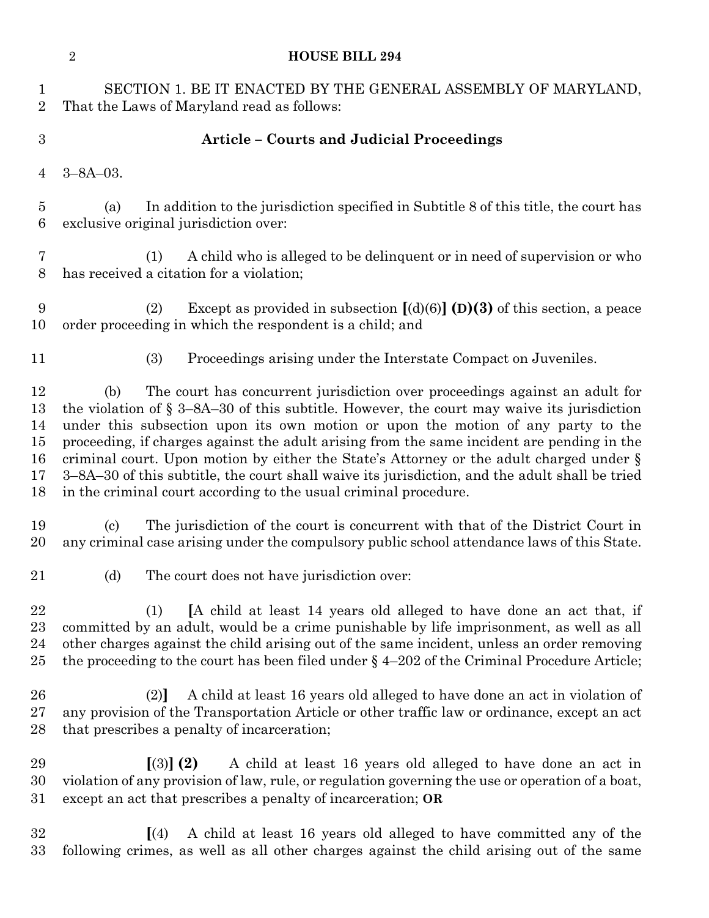SECTION 1. BE IT ENACTED BY THE GENERAL ASSEMBLY OF MARYLAND, That the Laws of Maryland read as follows:

**Article – Courts and Judicial Proceedings**

3–8A–03.

(a) In addition to the jurisdiction specified in Subtitle 8 of this title, the court has exclusive original jurisdiction over:

(1) A child who is alleged to be delinquent or in need of supervision or who has received a citation for a violation;

(2) Except as provided in subsection **[**(d)(6)**] (D)(3)** of this section, a peace order proceeding in which the respondent is a child; and

(3) Proceedings arising under the Interstate Compact on Juveniles.

(b) The court has concurrent jurisdiction over proceedings against an adult for the violation of § 3–8A–30 of this subtitle. However, the court may waive its jurisdiction under this subsection upon its own motion or upon the motion of any party to the proceeding, if charges against the adult arising from the same incident are pending in the criminal court. Upon motion by either the State's Attorney or the adult charged under § 3–8A–30 of this subtitle, the court shall waive its jurisdiction, and the adult shall be tried in the criminal court according to the usual criminal procedure.

(c) The jurisdiction of the court is concurrent with that of the District Court in any criminal case arising under the compulsory public school attendance laws of this State.

(d) The court does not have jurisdiction over:

(1) **[**A child at least 14 years old alleged to have done an act that, if committed by an adult, would be a crime punishable by life imprisonment, as well as all other charges against the child arising out of the same incident, unless an order removing the proceeding to the court has been filed under § 4–202 of the Criminal Procedure Article;

(2)**]** A child at least 16 years old alleged to have done an act in violation of any provision of the Transportation Article or other traffic law or ordinance, except an act that prescribes a penalty of incarceration;

**[**(3)**] (2)** A child at least 16 years old alleged to have done an act in violation of any provision of law, rule, or regulation governing the use or operation of a boat, except an act that prescribes a penalty of incarceration; **OR**

**[**(4) A child at least 16 years old alleged to have committed any of the following crimes, as well as all other charges against the child arising out of the same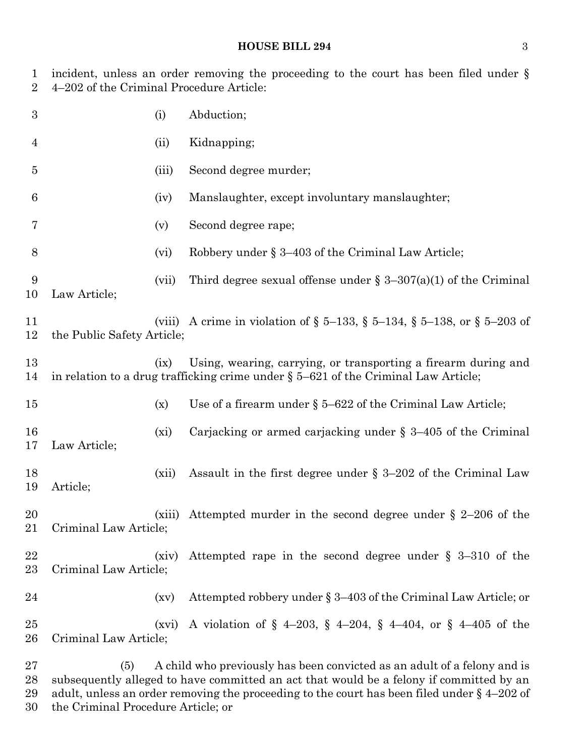incident, unless an order removing the proceeding to the court has been filed under § 4–202 of the Criminal Procedure Article:

(i) Abduction;

(ii) Kidnapping;

(iii) Second degree murder;

(iv) Manslaughter, except involuntary manslaughter;

(v) Second degree rape;

(vi) Robbery under § 3–403 of the Criminal Law Article;

(vii) Third degree sexual offense under § 3–307(a)(1) of the Criminal Law Article;

(viii) A crime in violation of § 5–133, § 5–134, § 5–138, or § 5–203 of the Public Safety Article;

(ix) Using, wearing, carrying, or transporting a firearm during and in relation to a drug trafficking crime under § 5–621 of the Criminal Law Article;

(x) Use of a firearm under § 5–622 of the Criminal Law Article;

(xi) Carjacking or armed carjacking under § 3–405 of the Criminal Law Article;

(xii) Assault in the first degree under § 3–202 of the Criminal Law Article;

(xiii) Attempted murder in the second degree under § 2–206 of the Criminal Law Article;

(xiv) Attempted rape in the second degree under § 3–310 of the Criminal Law Article;

(xv) Attempted robbery under § 3–403 of the Criminal Law Article; or

(xvi) A violation of § 4–203, § 4–204, § 4–404, or § 4–405 of the Criminal Law Article;

(5) A child who previously has been convicted as an adult of a felony and is subsequently alleged to have committed an act that would be a felony if committed by an adult, unless an order removing the proceeding to the court has been filed under § 4–202 of the Criminal Procedure Article; or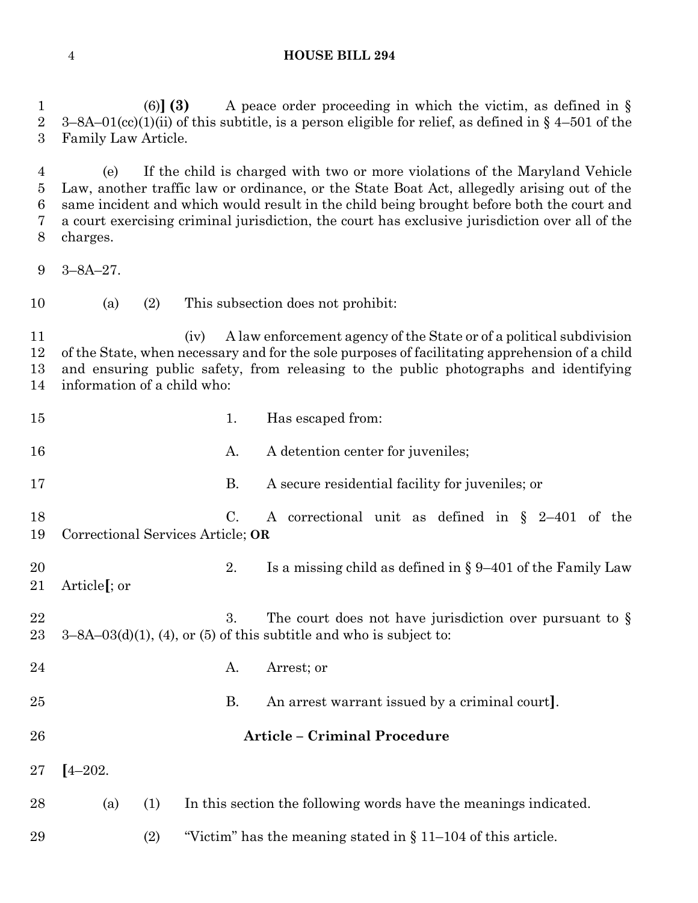(6)**] (3)** A peace order proceeding in which the victim, as defined in § 3–8A–01(cc)(1)(ii) of this subtitle, is a person eligible for relief, as defined in § 4–501 of the Family Law Article.

(e) If the child is charged with two or more violations of the Maryland Vehicle Law, another traffic law or ordinance, or the State Boat Act, allegedly arising out of the same incident and which would result in the child being brought before both the court and a court exercising criminal jurisdiction, the court has exclusive jurisdiction over all of the charges.

3–8A–27.

(a) (2) This subsection does not prohibit:

(iv) A law enforcement agency of the State or of a political subdivision of the State, when necessary and for the sole purposes of facilitating apprehension of a child and ensuring public safety, from releasing to the public photographs and identifying information of a child who:

1. Has escaped from:

A. A detention center for juveniles;

B. A secure residential facility for juveniles; or

C. A correctional unit as defined in § 2–401 of the Correctional Services Article; **OR**

2. Is a missing child as defined in § 9–401 of the Family Law Article**[**; or

3. The court does not have jurisdiction over pursuant to § 3–8A–03(d)(1), (4), or (5) of this subtitle and who is subject to:

A. Arrest; or

B. An arrest warrant issued by a criminal court**]**.

## Article – Criminal Procedure

**[**4–202.

(a) (1) In this section the following words have the meanings indicated.

(2) "Victim" has the meaning stated in § 11–104 of this article.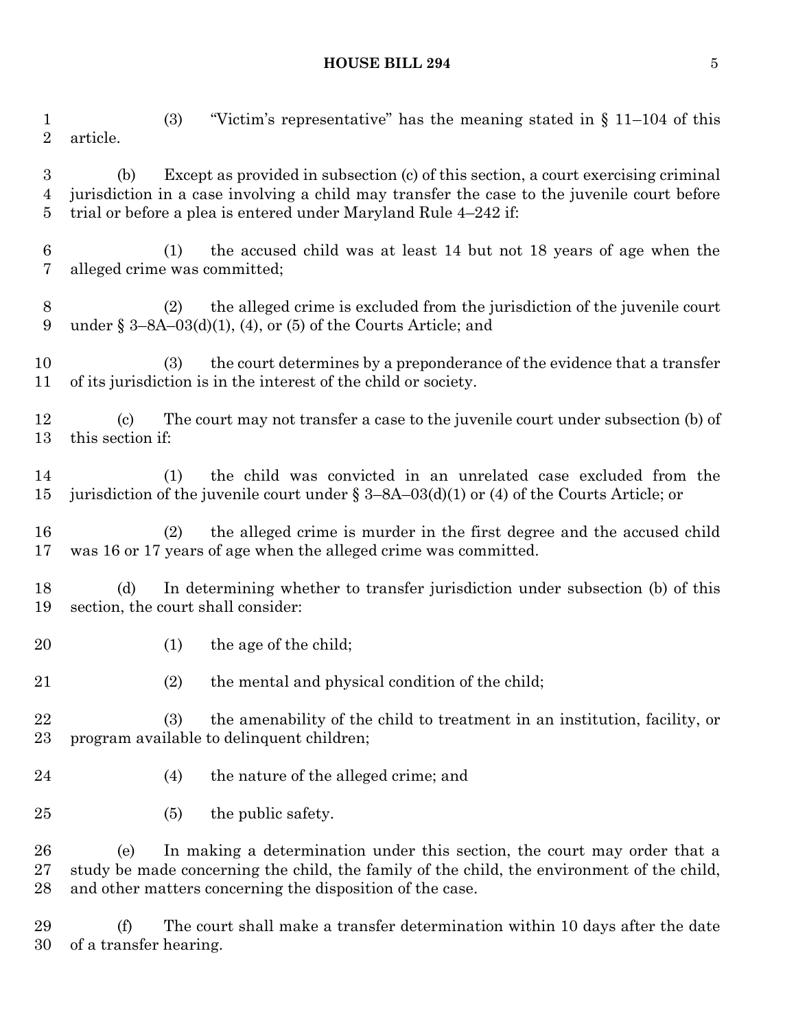(3) "Victim's representative" has the meaning stated in § 11–104 of this article.

(b) Except as provided in subsection (c) of this section, a court exercising criminal jurisdiction in a case involving a child may transfer the case to the juvenile court before trial or before a plea is entered under Maryland Rule 4–242 if:

(1) the accused child was at least 14 but not 18 years of age when the alleged crime was committed;

(2) the alleged crime is excluded from the jurisdiction of the juvenile court under § 3–8A–03(d)(1), (4), or (5) of the Courts Article; and

(3) the court determines by a preponderance of the evidence that a transfer of its jurisdiction is in the interest of the child or society.

(c) The court may not transfer a case to the juvenile court under subsection (b) of this section if:

(1) the child was convicted in an unrelated case excluded from the jurisdiction of the juvenile court under § 3–8A–03(d)(1) or (4) of the Courts Article; or

(2) the alleged crime is murder in the first degree and the accused child was 16 or 17 years of age when the alleged crime was committed.

(d) In determining whether to transfer jurisdiction under subsection (b) of this section, the court shall consider:

(1) the age of the child;

(2) the mental and physical condition of the child;

(3) the amenability of the child to treatment in an institution, facility, or program available to delinquent children;

(4) the nature of the alleged crime; and

(5) the public safety.

(e) In making a determination under this section, the court may order that a study be made concerning the child, the family of the child, the environment of the child, and other matters concerning the disposition of the case.

(f) The court shall make a transfer determination within 10 days after the date of a transfer hearing.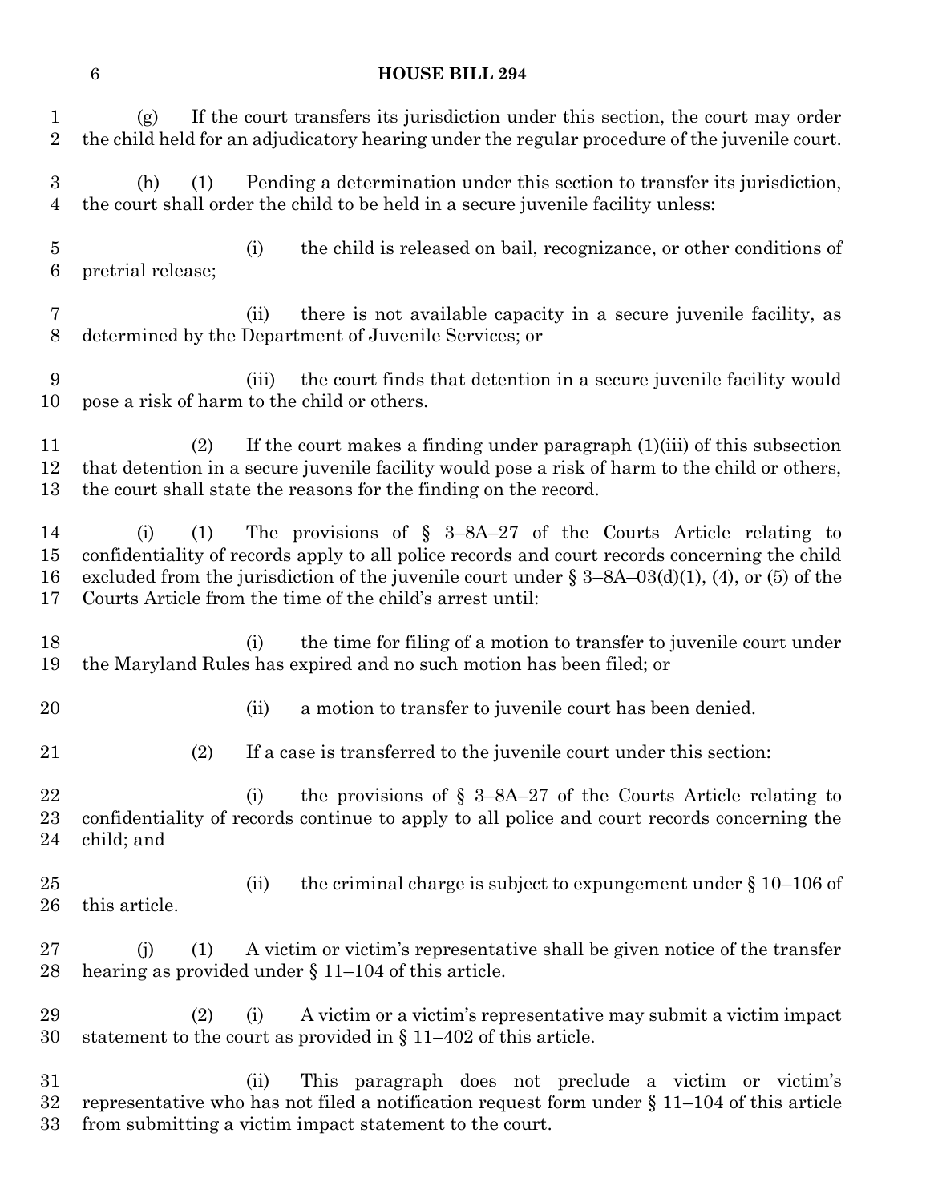(g) If the court transfers its jurisdiction under this section, the court may order the child held for an adjudicatory hearing under the regular procedure of the juvenile court.

(h) (1) Pending a determination under this section to transfer its jurisdiction, the court shall order the child to be held in a secure juvenile facility unless:

(i) the child is released on bail, recognizance, or other conditions of pretrial release;

(ii) there is not available capacity in a secure juvenile facility, as determined by the Department of Juvenile Services; or

(iii) the court finds that detention in a secure juvenile facility would pose a risk of harm to the child or others.

(2) If the court makes a finding under paragraph (1)(iii) of this subsection that detention in a secure juvenile facility would pose a risk of harm to the child or others, the court shall state the reasons for the finding on the record.

(i) (1) The provisions of § 3–8A–27 of the Courts Article relating to confidentiality of records apply to all police records and court records concerning the child excluded from the jurisdiction of the juvenile court under § 3–8A–03(d)(1), (4), or (5) of the Courts Article from the time of the child's arrest until:

(i) the time for filing of a motion to transfer to juvenile court under the Maryland Rules has expired and no such motion has been filed; or

(ii) a motion to transfer to juvenile court has been denied.

(2) If a case is transferred to the juvenile court under this section:

(i) the provisions of § 3–8A–27 of the Courts Article relating to confidentiality of records continue to apply to all police and court records concerning the child; and

(ii) the criminal charge is subject to expungement under § 10–106 of this article.

(j) (1) A victim or victim's representative shall be given notice of the transfer hearing as provided under § 11–104 of this article.

(2) (i) A victim or a victim's representative may submit a victim impact statement to the court as provided in § 11–402 of this article.

(ii) This paragraph does not preclude a victim or victim's representative who has not filed a notification request form under § 11–104 of this article from submitting a victim impact statement to the court.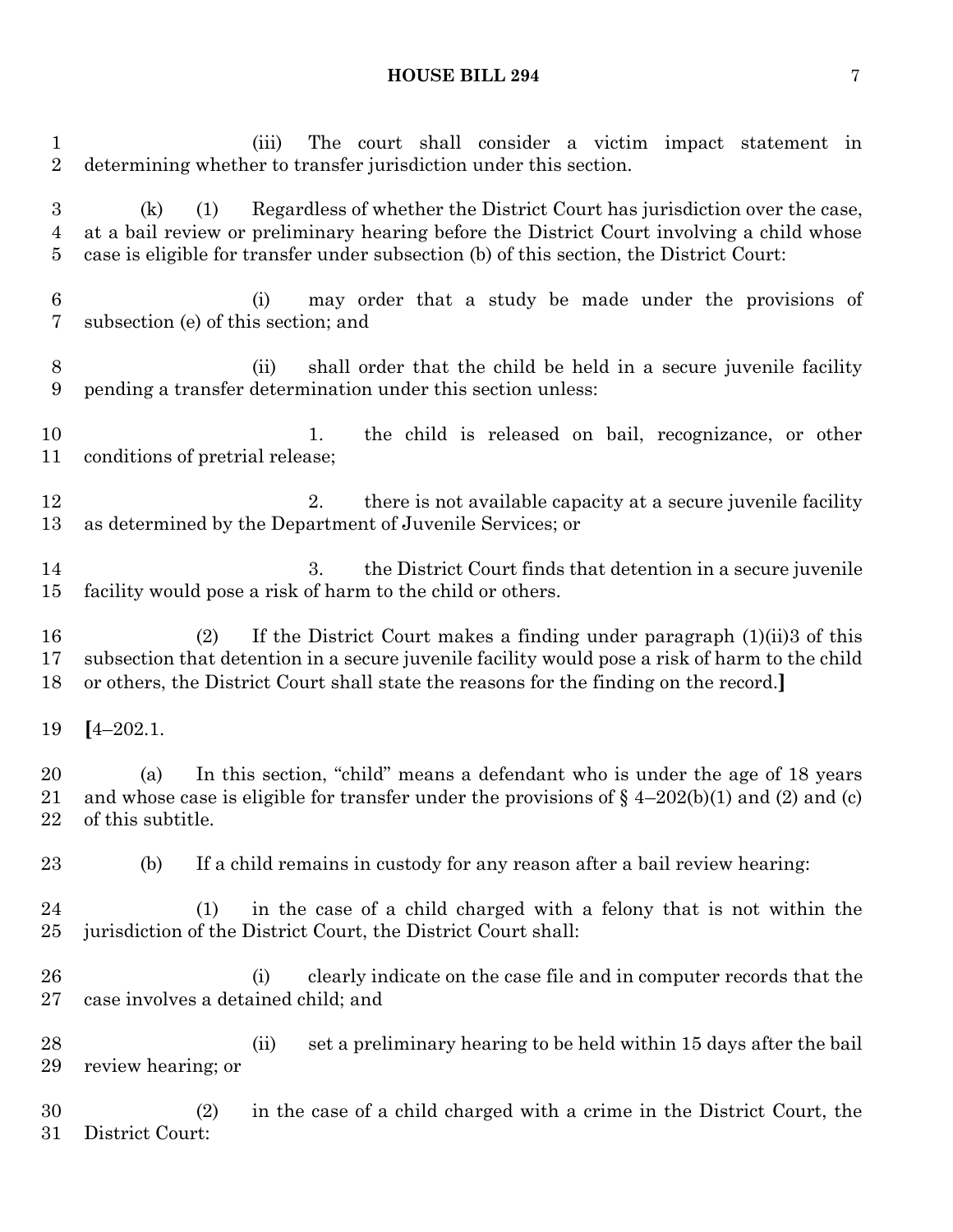(iii) The court shall consider a victim impact statement in determining whether to transfer jurisdiction under this section.

(k) (1) Regardless of whether the District Court has jurisdiction over the case, at a bail review or preliminary hearing before the District Court involving a child whose case is eligible for transfer under subsection (b) of this section, the District Court:

(i) may order that a study be made under the provisions of subsection (e) of this section; and

(ii) shall order that the child be held in a secure juvenile facility pending a transfer determination under this section unless:

1. the child is released on bail, recognizance, or other conditions of pretrial release;

2. there is not available capacity at a secure juvenile facility as determined by the Department of Juvenile Services; or

3. the District Court finds that detention in a secure juvenile facility would pose a risk of harm to the child or others.

(2) If the District Court makes a finding under paragraph (1)(ii)3 of this subsection that detention in a secure juvenile facility would pose a risk of harm to the child or others, the District Court shall state the reasons for the finding on the record.**]**

**[**4–202.1.

(a) In this section, "child" means a defendant who is under the age of 18 years and whose case is eligible for transfer under the provisions of § 4–202(b)(1) and (2) and (c) of this subtitle.

(b) If a child remains in custody for any reason after a bail review hearing:

(1) in the case of a child charged with a felony that is not within the jurisdiction of the District Court, the District Court shall:

(i) clearly indicate on the case file and in computer records that the case involves a detained child; and

(ii) set a preliminary hearing to be held within 15 days after the bail review hearing; or

(2) in the case of a child charged with a crime in the District Court, the District Court: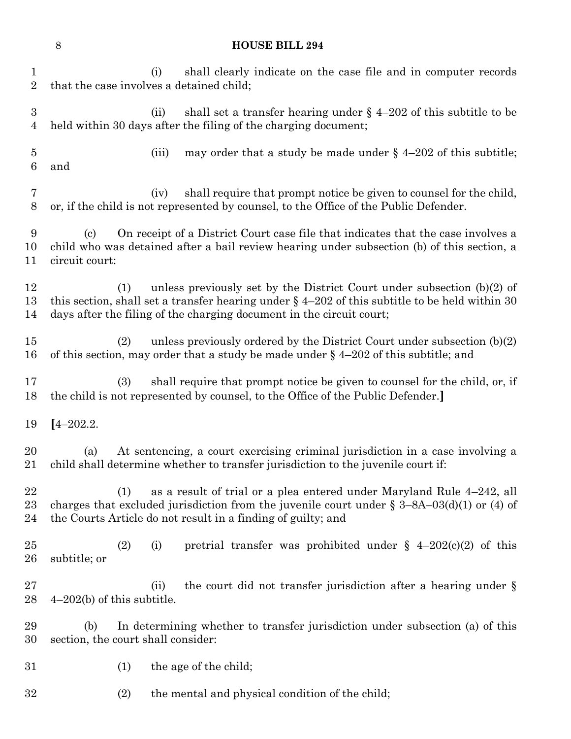(i) shall clearly indicate on the case file and in computer records that the case involves a detained child;

(ii) shall set a transfer hearing under § 4–202 of this subtitle to be held within 30 days after the filing of the charging document;

(iii) may order that a study be made under § 4–202 of this subtitle; and

(iv) shall require that prompt notice be given to counsel for the child, or, if the child is not represented by counsel, to the Office of the Public Defender.

(c) On receipt of a District Court case file that indicates that the case involves a child who was detained after a bail review hearing under subsection (b) of this section, a circuit court:

(1) unless previously set by the District Court under subsection (b)(2) of this section, shall set a transfer hearing under § 4–202 of this subtitle to be held within 30 days after the filing of the charging document in the circuit court;

(2) unless previously ordered by the District Court under subsection (b)(2) of this section, may order that a study be made under § 4–202 of this subtitle; and

(3) shall require that prompt notice be given to counsel for the child, or, if the child is not represented by counsel, to the Office of the Public Defender.**]**

**[**4–202.2.

(a) At sentencing, a court exercising criminal jurisdiction in a case involving a child shall determine whether to transfer jurisdiction to the juvenile court if:

(1) as a result of trial or a plea entered under Maryland Rule 4–242, all charges that excluded jurisdiction from the juvenile court under § 3–8A–03(d)(1) or (4) of the Courts Article do not result in a finding of guilty; and

(2) (i) pretrial transfer was prohibited under § 4–202(c)(2) of this subtitle; or

(ii) the court did not transfer jurisdiction after a hearing under § 4–202(b) of this subtitle.

(b) In determining whether to transfer jurisdiction under subsection (a) of this section, the court shall consider:

(1) the age of the child;

(2) the mental and physical condition of the child;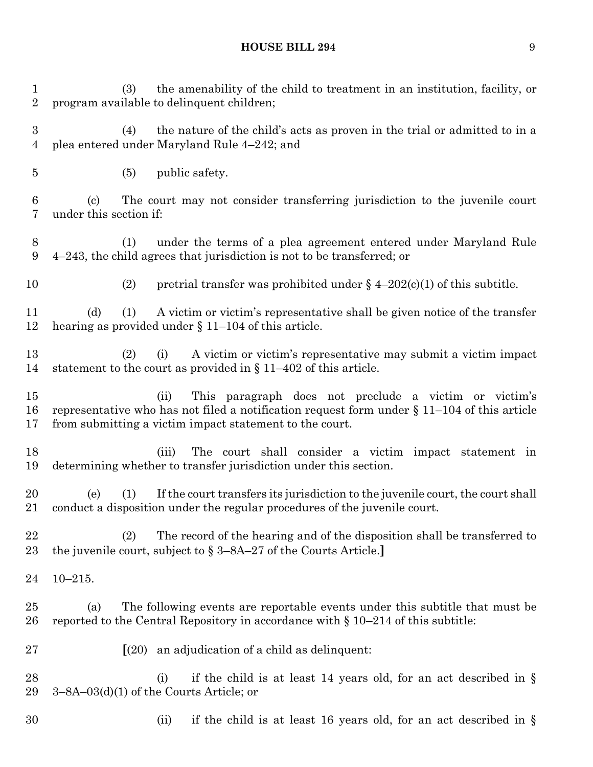(3) the amenability of the child to treatment in an institution, facility, or program available to delinquent children;

(4) the nature of the child's acts as proven in the trial or admitted to in a plea entered under Maryland Rule 4–242; and

(5) public safety.

(c) The court may not consider transferring jurisdiction to the juvenile court under this section if:

(1) under the terms of a plea agreement entered under Maryland Rule 4–243, the child agrees that jurisdiction is not to be transferred; or

(2) pretrial transfer was prohibited under § 4–202(c)(1) of this subtitle.

(d) (1) A victim or victim's representative shall be given notice of the transfer hearing as provided under § 11–104 of this article.

(2) (i) A victim or victim's representative may submit a victim impact statement to the court as provided in § 11–402 of this article.

(ii) This paragraph does not preclude a victim or victim's representative who has not filed a notification request form under § 11–104 of this article from submitting a victim impact statement to the court.

(iii) The court shall consider a victim impact statement in determining whether to transfer jurisdiction under this section.

(e) (1) If the court transfers its jurisdiction to the juvenile court, the court shall conduct a disposition under the regular procedures of the juvenile court.

(2) The record of the hearing and of the disposition shall be transferred to the juvenile court, subject to § 3–8A–27 of the Courts Article.**]**

10–215.

(a) The following events are reportable events under this subtitle that must be reported to the Central Repository in accordance with § 10–214 of this subtitle:

**[**(20) an adjudication of a child as delinquent:

(i) if the child is at least 14 years old, for an act described in § 3–8A–03(d)(1) of the Courts Article; or

(ii) if the child is at least 16 years old, for an act described in §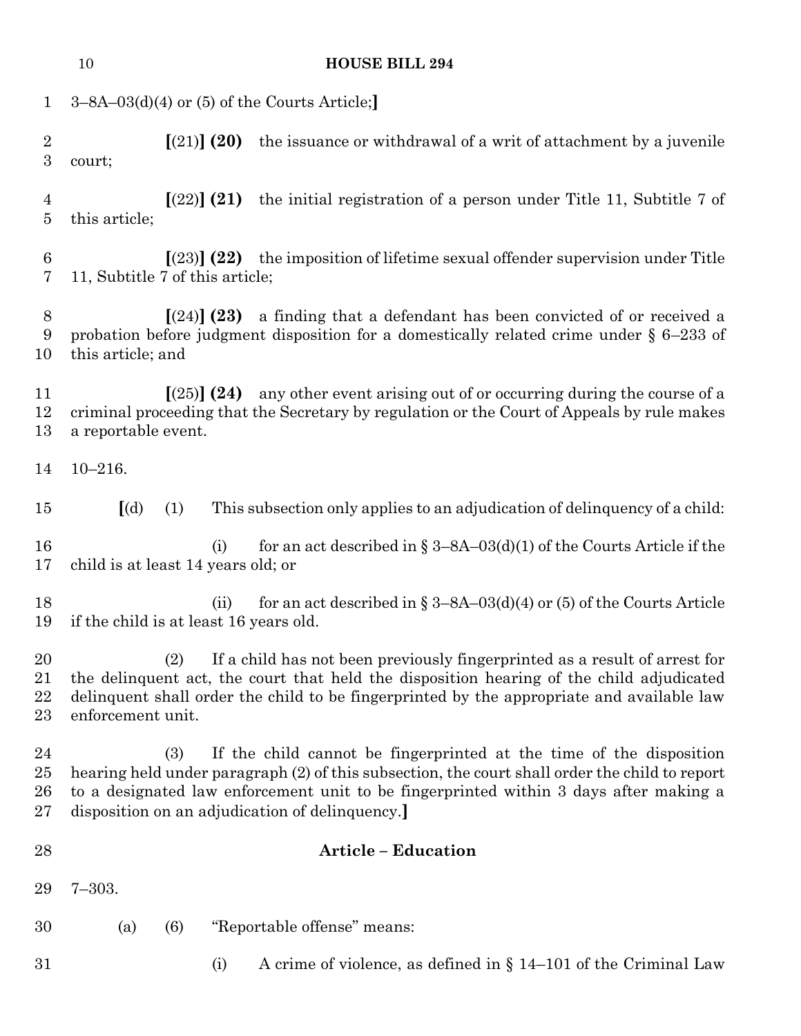3–8A–03(d)(4) or (5) of the Courts Article;]

[(21)] **(20)** the issuance or withdrawal of a writ of attachment by a juvenile court;

[(22)] **(21)** the initial registration of a person under Title 11, Subtitle 7 of this article;

[(23)] **(22)** the imposition of lifetime sexual offender supervision under Title 11, Subtitle 7 of this article;

[(24)] **(23)** a finding that a defendant has been convicted of or received a probation before judgment disposition for a domestically related crime under § 6–233 of this article; and

[(25)] **(24)** any other event arising out of or occurring during the course of a criminal proceeding that the Secretary by regulation or the Court of Appeals by rule makes a reportable event.

10–216.

[(d) (1) This subsection only applies to an adjudication of delinquency of a child:

(i) for an act described in § 3–8A–03(d)(1) of the Courts Article if the child is at least 14 years old; or

(ii) for an act described in § 3–8A–03(d)(4) or (5) of the Courts Article if the child is at least 16 years old.

(2) If a child has not been previously fingerprinted as a result of arrest for the delinquent act, the court that held the disposition hearing of the child adjudicated delinquent shall order the child to be fingerprinted by the appropriate and available law enforcement unit.

(3) If the child cannot be fingerprinted at the time of the disposition hearing held under paragraph (2) of this subsection, the court shall order the child to report to a designated law enforcement unit to be fingerprinted within 3 days after making a disposition on an adjudication of delinquency.]

**Article – Education**

7–303.

(a) (6) "Reportable offense" means:

(i) A crime of violence, as defined in § 14–101 of the Criminal Law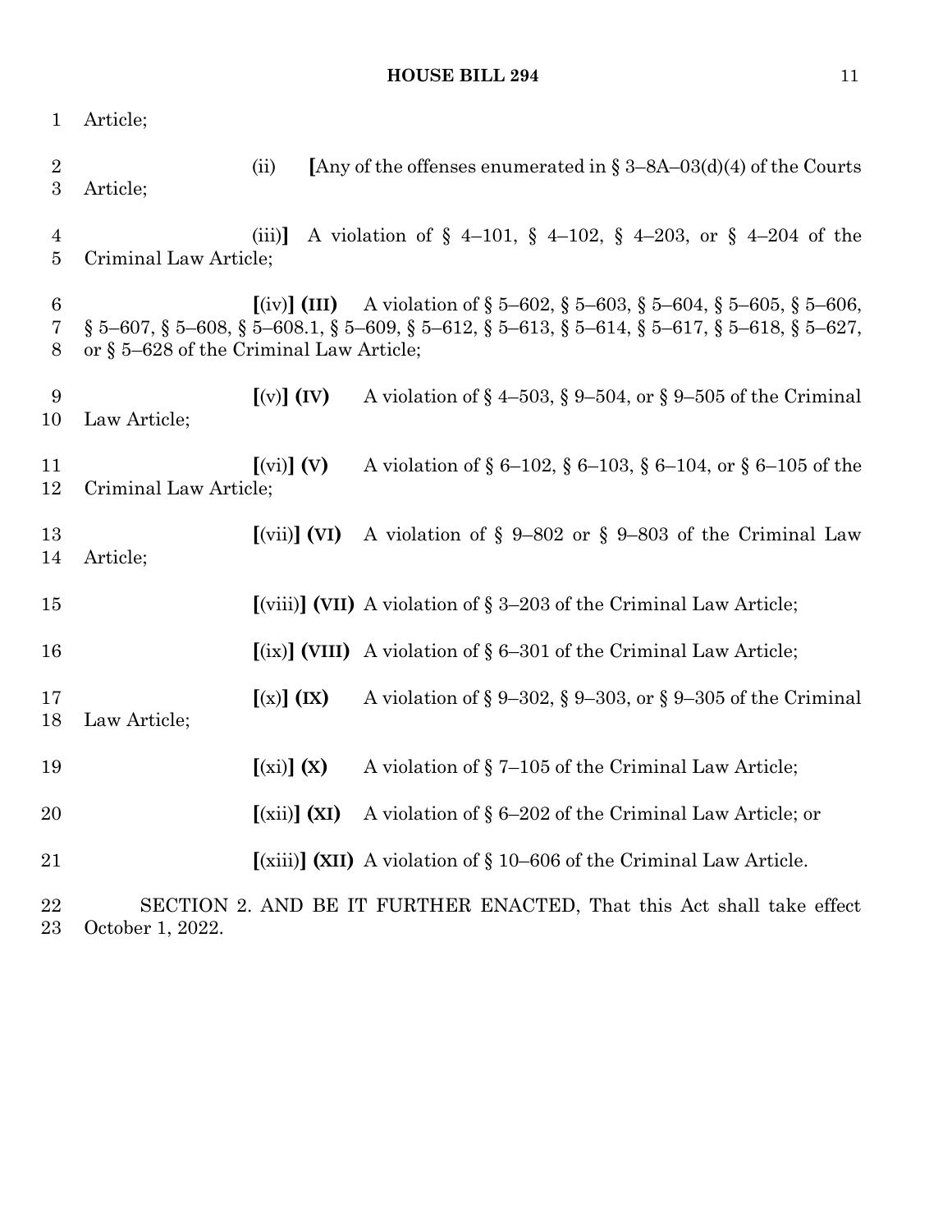Article;

(ii) [Any of the offenses enumerated in § 3–8A–03(d)(4) of the Courts Article;

(iii)] A violation of § 4–101, § 4–102, § 4–203, or § 4–204 of the Criminal Law Article;

[(iv)] **(III)** A violation of § 5–602, § 5–603, § 5–604, § 5–605, § 5–606, § 5–607, § 5–608, § 5–608.1, § 5–609, § 5–612, § 5–613, § 5–614, § 5–617, § 5–618, § 5–627, or § 5–628 of the Criminal Law Article;

[(v)] **(IV)** A violation of § 4–503, § 9–504, or § 9–505 of the Criminal Law Article;

[(vi)] **(V)** A violation of § 6–102, § 6–103, § 6–104, or § 6–105 of the Criminal Law Article;

[(vii)] **(VI)** A violation of § 9–802 or § 9–803 of the Criminal Law Article;

[(viii)] **(VII)** A violation of § 3–203 of the Criminal Law Article;

[(ix)] **(VIII)** A violation of § 6–301 of the Criminal Law Article;

[(x)] **(IX)** A violation of § 9–302, § 9–303, or § 9–305 of the Criminal Law Article;

[(xi)] **(X)** A violation of § 7–105 of the Criminal Law Article;

[(xii)] **(XI)** A violation of § 6–202 of the Criminal Law Article; or

[(xiii)] **(XII)** A violation of § 10–606 of the Criminal Law Article.

SECTION 2. AND BE IT FURTHER ENACTED, That this Act shall take effect October 1, 2022.